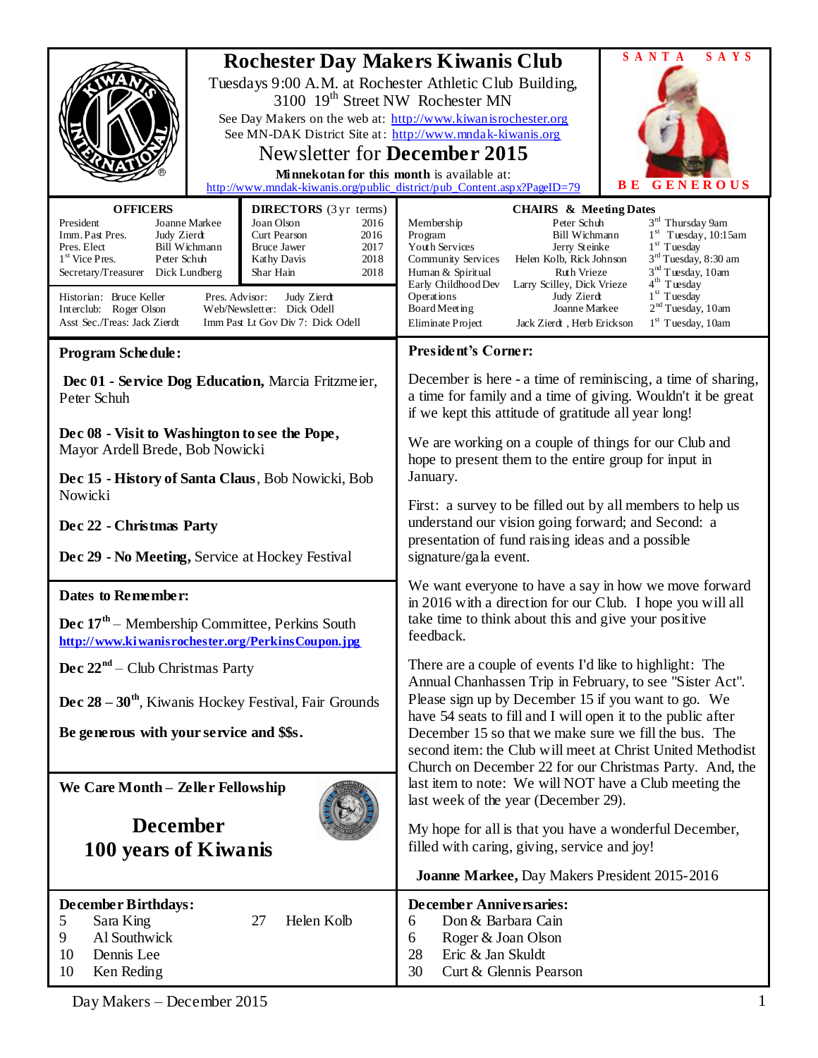# Rochester Day Makers Kiwanis Club

Tuesdays 9:00 A.M. at Rochester Athletic Club Building, 3100 19th Street NW Rochester MN

See Day Makers on the web at: http://www.kiwanisrochester.org

See MN-DAK District Site at: http://www.mndak-kiwanis.org

## Newsletter for December 2015

**Minnekotan for this month** is available at: http://www.mndak-kiwanis.org/public_district/pub_Content.aspx?PageID=79

SANTA SAYS BE GENEROUS

| OFFICERS | |
|---|---|
| President | Joanne Markee |
| Imm. Past Pres. | Judy Zierdt |
| Pres. Elect | Bill Wichmann |
| 1st Vice Pres. | Peter Schuh |
| Secretary/Treasurer | Dick Lundberg |

| DIRECTORS (3 yr terms) | |
|---|---|
| Joan Olson | 2016 |
| Curt Pearson | 2016 |
| Bruce Jawer | 2017 |
| Kathy Davis | 2018 |
| Shar Hain | 2018 |

Historian: Bruce Keller
Interclub: Roger Olson
Asst Sec./Treas: Jack Zierdt
Pres. Advisor: Judy Zierdt
Web/Newsletter: Dick Odell
Imm Past Lt Gov Div 7: Dick Odell

| CHAIRS & Meeting Dates | | |
|---|---|---|
| Membership | Peter Schuh | 3rd Thursday 9am |
| Program | Bill Wichmann | 1st Tuesday, 10:15am |
| Youth Services | Jerry Steinke | 1st Tuesday |
| Community Services | Helen Kolb, Rick Johnson | 3rd Tuesday, 8:30 am |
| Human & Spiritual | Ruth Vrieze | 3nd Tuesday, 10am |
| Early Childhood Dev | Larry Scilley, Dick Vrieze | 4th Tuesday |
| Operations | Judy Zierdt | 1st Tuesday |
| Board Meeting | Joanne Markee | 2nd Tuesday, 10am |
| Eliminate Project | Jack Zierdt , Herb Erickson | 1st Tuesday, 10am |

## Program Schedule:

**Dec 01 - Service Dog Education,** Marcia Fritzmeier, Peter Schuh

**Dec 08 - Visit to Washington to see the Pope,** Mayor Ardell Brede, Bob Nowicki

**Dec 15 - History of Santa Claus**, Bob Nowicki, Bob Nowicki

**Dec 22 - Christmas Party**

**Dec 29 - No Meeting,** Service at Hockey Festival

## Dates to Remember:

**Dec 17th** – Membership Committee, Perkins South
http://www.kiwanisrochester.org/PerkinsCoupon.jpg

**Dec 22nd** – Club Christmas Party

**Dec 28 – 30th**, Kiwanis Hockey Festival, Fair Grounds

**Be generous with your service and $$s.**

## We Care Month – Zeller Fellowship

**December**
**100 years of Kiwanis**

## President's Corner:

December is here - a time of reminiscing, a time of sharing, a time for family and a time of giving. Wouldn't it be great if we kept this attitude of gratitude all year long!

We are working on a couple of things for our Club and hope to present them to the entire group for input in January.

First: a survey to be filled out by all members to help us understand our vision going forward; and Second: a presentation of fund raising ideas and a possible signature/gala event.

We want everyone to have a say in how we move forward in 2016 with a direction for our Club. I hope you will all take time to think about this and give your positive feedback.

There are a couple of events I'd like to highlight: The Annual Chanhassen Trip in February, to see "Sister Act". Please sign up by December 15 if you want to go. We have 54 seats to fill and I will open it to the public after December 15 so that we make sure we fill the bus. The second item: the Club will meet at Christ United Methodist Church on December 22 for our Christmas Party. And, the last item to note: We will NOT have a Club meeting the last week of the year (December 29).

My hope for all is that you have a wonderful December, filled with caring, giving, service and joy!

**Joanne Markee,** Day Makers President 2015-2016

## December Birthdays:

- 5 Sara King
- 9 Al Southwick
- 10 Dennis Lee
- 10 Ken Reding
- 27 Helen Kolb

## December Anniversaries:

- 6 Don & Barbara Cain
- 6 Roger & Joan Olson
- 28 Eric & Jan Skuldt
- 30 Curt & Glennis Pearson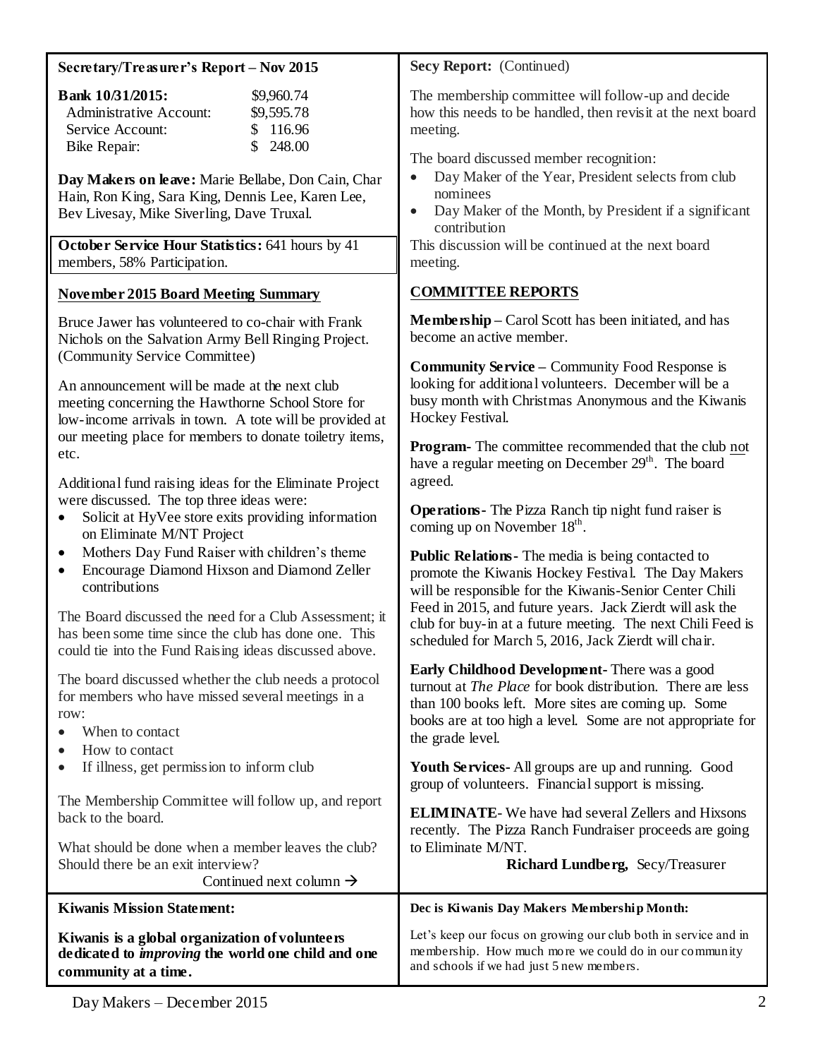## Secretary/Treasurer's Report – Nov 2015

| **Bank 10/31/2015:** | $9,960.74 |
| --- | --- |
| Administrative Account: | $9,595.78 |
| Service Account: | $ 116.96 |
| Bike Repair: | $ 248.00 |

**Day Makers on leave:** Marie Bellabe, Don Cain, Char Hain, Ron King, Sara King, Dennis Lee, Karen Lee, Bev Livesay, Mike Siverling, Dave Truxal.

**October Service Hour Statistics:** 641 hours by 41 members, 58% Participation.

### November 2015 Board Meeting Summary

Bruce Jawer has volunteered to co-chair with Frank Nichols on the Salvation Army Bell Ringing Project. (Community Service Committee)

An announcement will be made at the next club meeting concerning the Hawthorne School Store for low-income arrivals in town. A tote will be provided at our meeting place for members to donate toiletry items, etc.

Additional fund raising ideas for the Eliminate Project were discussed. The top three ideas were:

- Solicit at HyVee store exits providing information on Eliminate M/NT Project
- Mothers Day Fund Raiser with children's theme
- Encourage Diamond Hixson and Diamond Zeller contributions

The Board discussed the need for a Club Assessment; it has been some time since the club has done one. This could tie into the Fund Raising ideas discussed above.

The board discussed whether the club needs a protocol for members who have missed several meetings in a row:

- When to contact
- How to contact
- If illness, get permission to inform club

The Membership Committee will follow up, and report back to the board.

What should be done when a member leaves the club? Should there be an exit interview?

Continued next column →

**Secy Report:** (Continued)

The membership committee will follow-up and decide how this needs to be handled, then revisit at the next board meeting.

The board discussed member recognition:

- Day Maker of the Year, President selects from club nominees
- Day Maker of the Month, by President if a significant contribution

This discussion will be continued at the next board meeting.

### COMMITTEE REPORTS

**Membership –** Carol Scott has been initiated, and has become an active member.

**Community Service –** Community Food Response is looking for additional volunteers. December will be a busy month with Christmas Anonymous and the Kiwanis Hockey Festival.

**Program-** The committee recommended that the club not have a regular meeting on December 29th. The board agreed.

**Operations-** The Pizza Ranch tip night fund raiser is coming up on November 18th.

**Public Relations-** The media is being contacted to promote the Kiwanis Hockey Festival. The Day Makers will be responsible for the Kiwanis-Senior Center Chili Feed in 2015, and future years. Jack Zierdt will ask the club for buy-in at a future meeting. The next Chili Feed is scheduled for March 5, 2016, Jack Zierdt will chair.

**Early Childhood Development-** There was a good turnout at *The Place* for book distribution. There are less than 100 books left. More sites are coming up. Some books are at too high a level. Some are not appropriate for the grade level.

**Youth Services-** All groups are up and running. Good group of volunteers. Financial support is missing.

**ELIMINATE-** We have had several Zellers and Hixsons recently. The Pizza Ranch Fundraiser proceeds are going to Eliminate M/NT.

**Richard Lundberg,** Secy/Treasurer

**Kiwanis Mission Statement:**

**Kiwanis is a global organization of volunteers dedicated to *improving* the world one child and one community at a time.**

**Dec is Kiwanis Day Makers Membership Month:**

Let's keep our focus on growing our club both in service and in membership. How much more we could do in our community and schools if we had just 5 new members.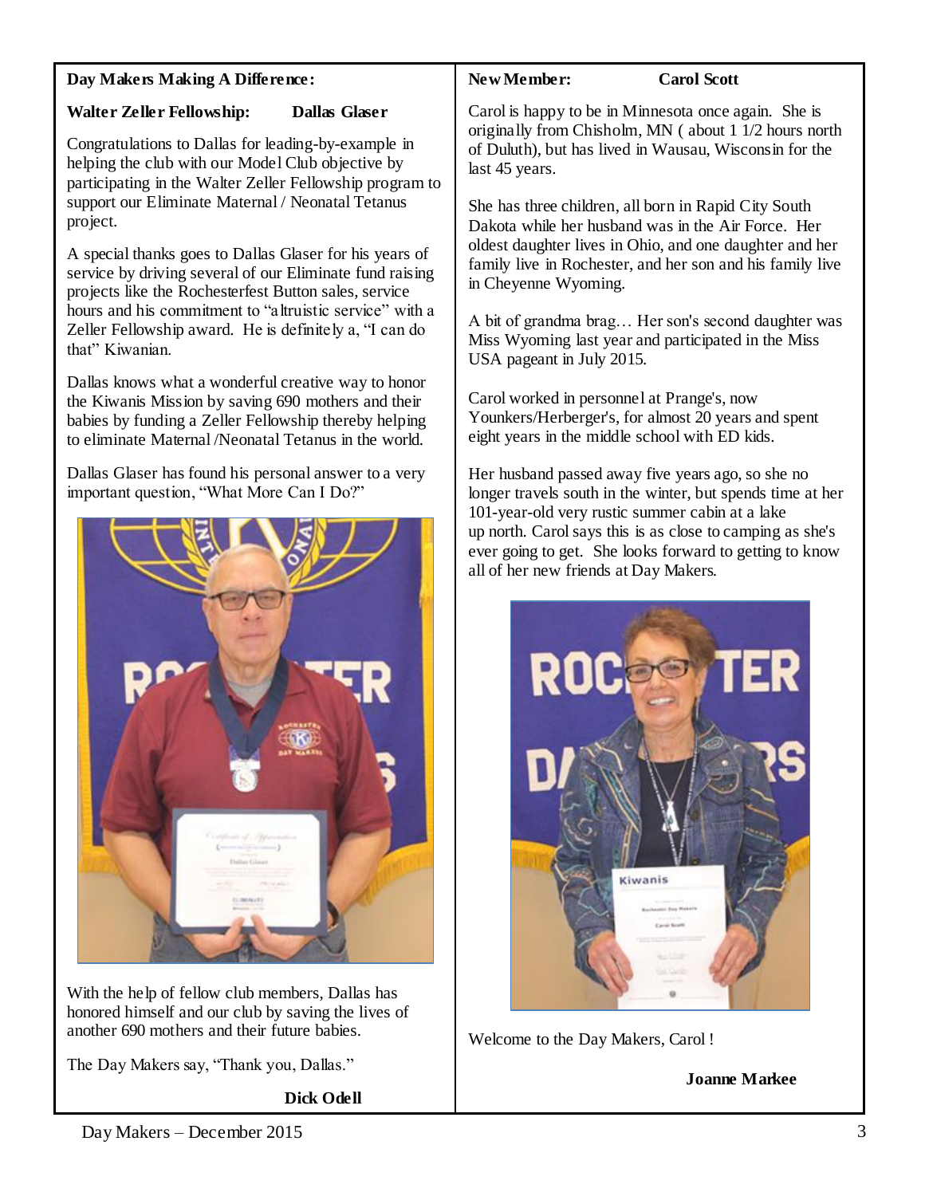**Day Makers Making A Difference:**

**Walter Zeller Fellowship: Dallas Glaser**

Congratulations to Dallas for leading-by-example in helping the club with our Model Club objective by participating in the Walter Zeller Fellowship program to support our Eliminate Maternal / Neonatal Tetanus project.

A special thanks goes to Dallas Glaser for his years of service by driving several of our Eliminate fund raising projects like the Rochesterfest Button sales, service hours and his commitment to "altruistic service" with a Zeller Fellowship award. He is definitely a, "I can do that" Kiwanian.

Dallas knows what a wonderful creative way to honor the Kiwanis Mission by saving 690 mothers and their babies by funding a Zeller Fellowship thereby helping to eliminate Maternal /Neonatal Tetanus in the world.

Dallas Glaser has found his personal answer to a very important question, "What More Can I Do?"

With the help of fellow club members, Dallas has honored himself and our club by saving the lives of another 690 mothers and their future babies.

The Day Makers say, "Thank you, Dallas."

**Dick Odell**

**New Member: Carol Scott**

Carol is happy to be in Minnesota once again. She is originally from Chisholm, MN ( about 1 1/2 hours north of Duluth), but has lived in Wausau, Wisconsin for the last 45 years.

She has three children, all born in Rapid City South Dakota while her husband was in the Air Force. Her oldest daughter lives in Ohio, and one daughter and her family live in Rochester, and her son and his family live in Cheyenne Wyoming.

A bit of grandma brag… Her son's second daughter was Miss Wyoming last year and participated in the Miss USA pageant in July 2015.

Carol worked in personnel at Prange's, now Younkers/Herberger's, for almost 20 years and spent eight years in the middle school with ED kids.

Her husband passed away five years ago, so she no longer travels south in the winter, but spends time at her 101-year-old very rustic summer cabin at a lake up north. Carol says this is as close to camping as she's ever going to get. She looks forward to getting to know all of her new friends at Day Makers.

Welcome to the Day Makers, Carol !

**Joanne Markee**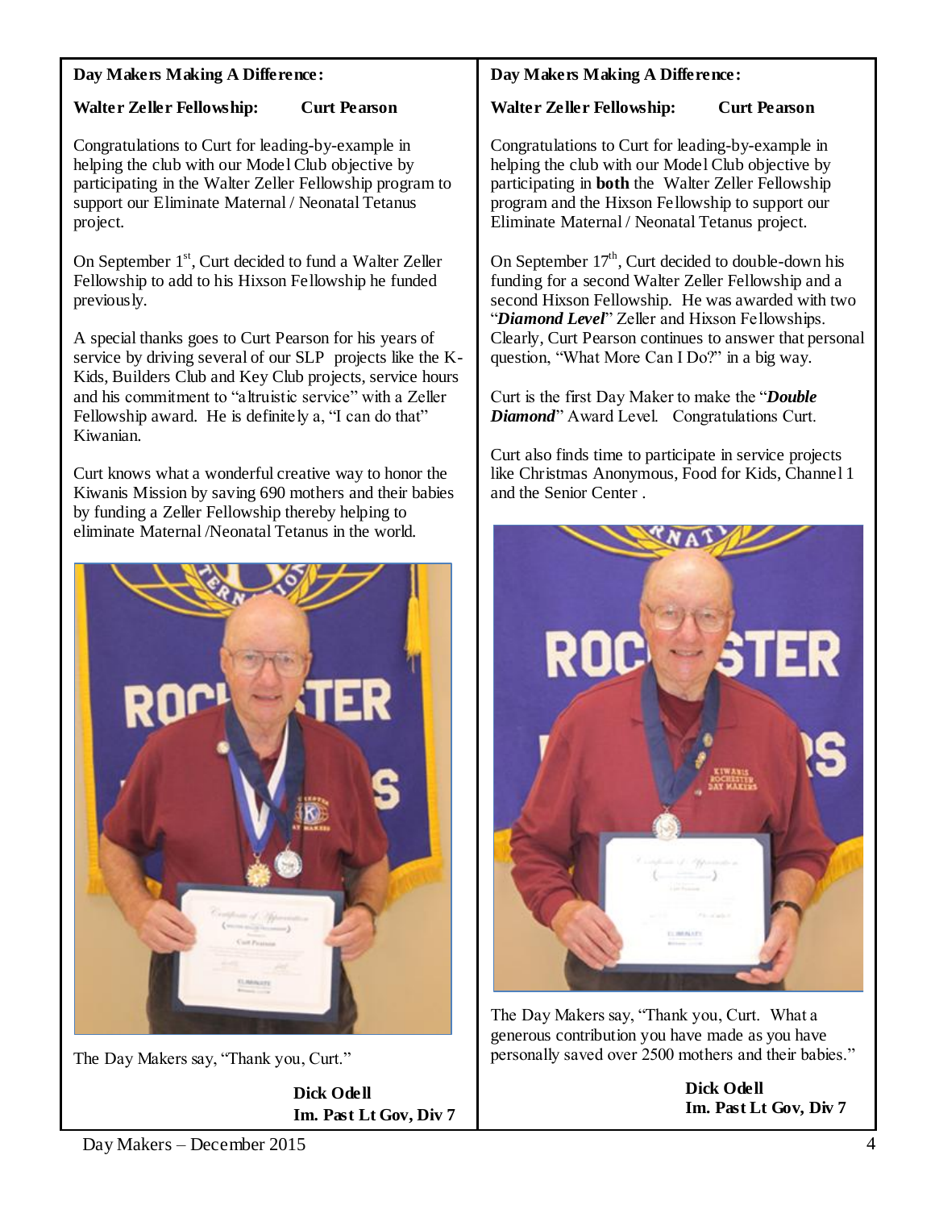## Day Makers Making A Difference:

**Walter Zeller Fellowship: Curt Pearson**

Congratulations to Curt for leading-by-example in helping the club with our Model Club objective by participating in the Walter Zeller Fellowship program to support our Eliminate Maternal / Neonatal Tetanus project.

On September 1st, Curt decided to fund a Walter Zeller Fellowship to add to his Hixson Fellowship he funded previously.

A special thanks goes to Curt Pearson for his years of service by driving several of our SLP projects like the K-Kids, Builders Club and Key Club projects, service hours and his commitment to "altruistic service" with a Zeller Fellowship award. He is definitely a, "I can do that" Kiwanian.

Curt knows what a wonderful creative way to honor the Kiwanis Mission by saving 690 mothers and their babies by funding a Zeller Fellowship thereby helping to eliminate Maternal /Neonatal Tetanus in the world.

The Day Makers say, "Thank you, Curt."

**Dick Odell**
**Im. Past Lt Gov, Div 7**

## Day Makers Making A Difference:

**Walter Zeller Fellowship: Curt Pearson**

Congratulations to Curt for leading-by-example in helping the club with our Model Club objective by participating in **both** the Walter Zeller Fellowship program and the Hixson Fellowship to support our Eliminate Maternal / Neonatal Tetanus project.

On September 17th, Curt decided to double-down his funding for a second Walter Zeller Fellowship and a second Hixson Fellowship. He was awarded with two "***Diamond Level***" Zeller and Hixson Fellowships. Clearly, Curt Pearson continues to answer that personal question, "What More Can I Do?" in a big way.

Curt is the first Day Maker to make the "***Double Diamond***" Award Level. Congratulations Curt.

Curt also finds time to participate in service projects like Christmas Anonymous, Food for Kids, Channel 1 and the Senior Center .

The Day Makers say, "Thank you, Curt. What a generous contribution you have made as you have personally saved over 2500 mothers and their babies."

**Dick Odell**
**Im. Past Lt Gov, Div 7**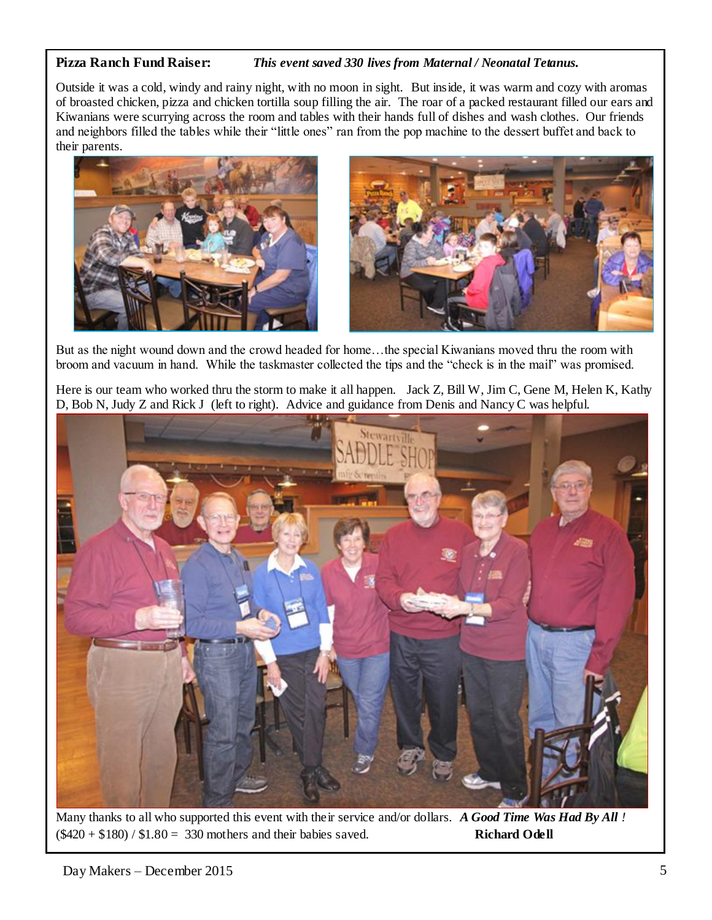**Pizza Ranch Fund Raiser:** ***This event saved 330 lives from Maternal / Neonatal Tetanus.***

Outside it was a cold, windy and rainy night, with no moon in sight. But inside, it was warm and cozy with aromas of broasted chicken, pizza and chicken tortilla soup filling the air. The roar of a packed restaurant filled our ears and Kiwanians were scurrying across the room and tables with their hands full of dishes and wash clothes. Our friends and neighbors filled the tables while their "little ones" ran from the pop machine to the dessert buffet and back to their parents.

But as the night wound down and the crowd headed for home…the special Kiwanians moved thru the room with broom and vacuum in hand. While the taskmaster collected the tips and the "check is in the mail" was promised.

Here is our team who worked thru the storm to make it all happen. Jack Z, Bill W, Jim C, Gene M, Helen K, Kathy D, Bob N, Judy Z and Rick J (left to right). Advice and guidance from Denis and Nancy C was helpful.

Many thanks to all who supported this event with their service and/or dollars. ***A Good Time Was Had By All !***
($420 + $180) / $1.80 = 330 mothers and their babies saved. **Richard Odell**

Day Makers – December 2015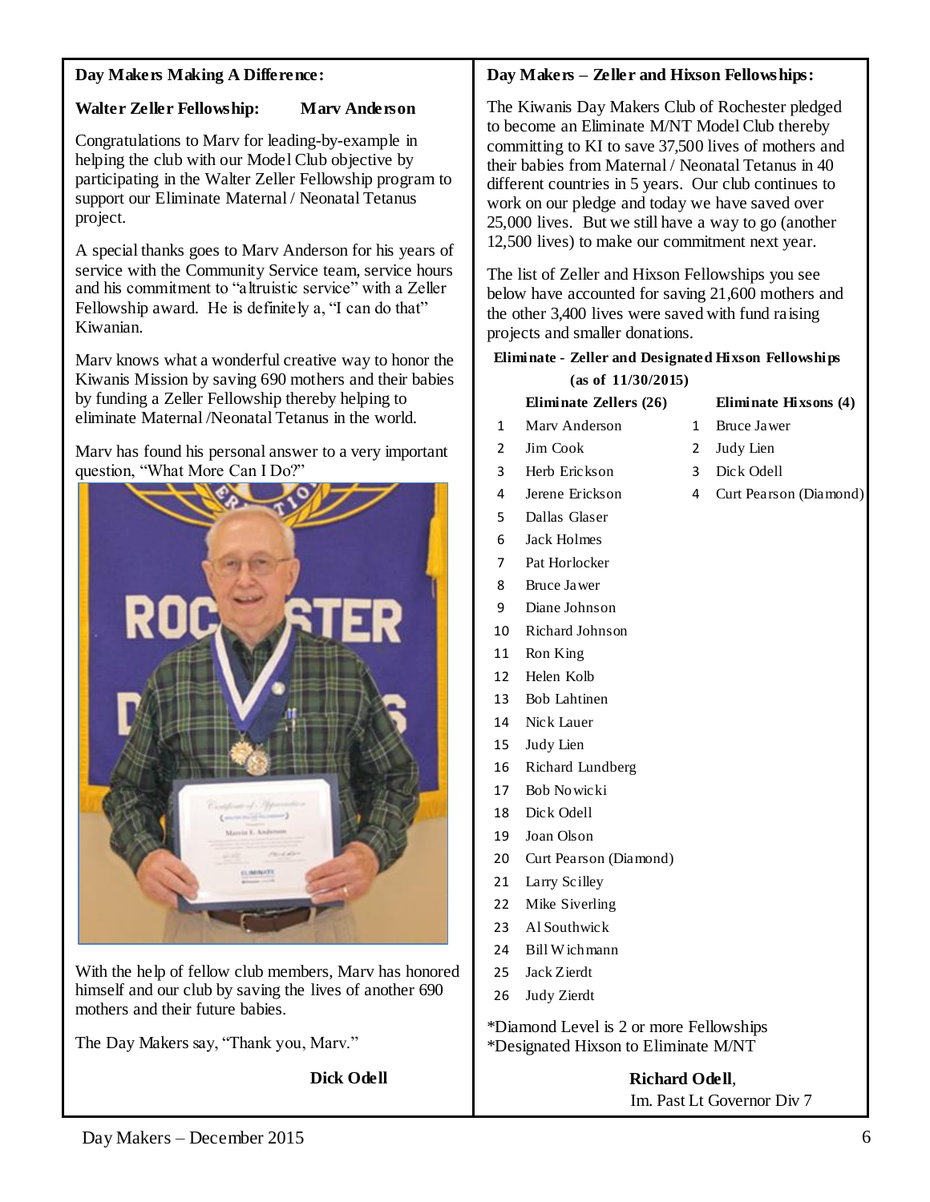**Day Makers Making A Difference:**

**Walter Zeller Fellowship: Marv Anderson**

Congratulations to Marv for leading-by-example in helping the club with our Model Club objective by participating in the Walter Zeller Fellowship program to support our Eliminate Maternal / Neonatal Tetanus project.

A special thanks goes to Marv Anderson for his years of service with the Community Service team, service hours and his commitment to "altruistic service" with a Zeller Fellowship award. He is definitely a, "I can do that" Kiwanian.

Marv knows what a wonderful creative way to honor the Kiwanis Mission by saving 690 mothers and their babies by funding a Zeller Fellowship thereby helping to eliminate Maternal /Neonatal Tetanus in the world.

Marv has found his personal answer to a very important question, "What More Can I Do?"

With the help of fellow club members, Marv has honored himself and our club by saving the lives of another 690 mothers and their future babies.

The Day Makers say, "Thank you, Marv."

**Dick Odell**

**Day Makers – Zeller and Hixson Fellowships:**

The Kiwanis Day Makers Club of Rochester pledged to become an Eliminate M/NT Model Club thereby committing to KI to save 37,500 lives of mothers and their babies from Maternal / Neonatal Tetanus in 40 different countries in 5 years. Our club continues to work on our pledge and today we have saved over 25,000 lives. But we still have a way to go (another 12,500 lives) to make our commitment next year.

The list of Zeller and Hixson Fellowships you see below have accounted for saving 21,600 mothers and the other 3,400 lives were saved with fund raising projects and smaller donations.

**Eliminate - Zeller and Designated Hixson Fellowships (as of 11/30/2015)**

| | Eliminate Zellers (26) | | Eliminate Hixsons (4) |
|---|---|---|---|
| 1 | Marv Anderson | 1 | Bruce Jawer |
| 2 | Jim Cook | 2 | Judy Lien |
| 3 | Herb Erickson | 3 | Dick Odell |
| 4 | Jerene Erickson | 4 | Curt Pearson (Diamond) |
| 5 | Dallas Glaser | | |
| 6 | Jack Holmes | | |
| 7 | Pat Horlocker | | |
| 8 | Bruce Jawer | | |
| 9 | Diane Johnson | | |
| 10 | Richard Johnson | | |
| 11 | Ron King | | |
| 12 | Helen Kolb | | |
| 13 | Bob Lahtinen | | |
| 14 | Nick Lauer | | |
| 15 | Judy Lien | | |
| 16 | Richard Lundberg | | |
| 17 | Bob Nowicki | | |
| 18 | Dick Odell | | |
| 19 | Joan Olson | | |
| 20 | Curt Pearson (Diamond) | | |
| 21 | Larry Scilley | | |
| 22 | Mike Siverling | | |
| 23 | Al Southwick | | |
| 24 | Bill Wichmann | | |
| 25 | Jack Zierdt | | |
| 26 | Judy Zierdt | | |

*Diamond Level is 2 or more Fellowships
*Designated Hixson to Eliminate M/NT

**Richard Odell**,
Im. Past Lt Governor Div 7